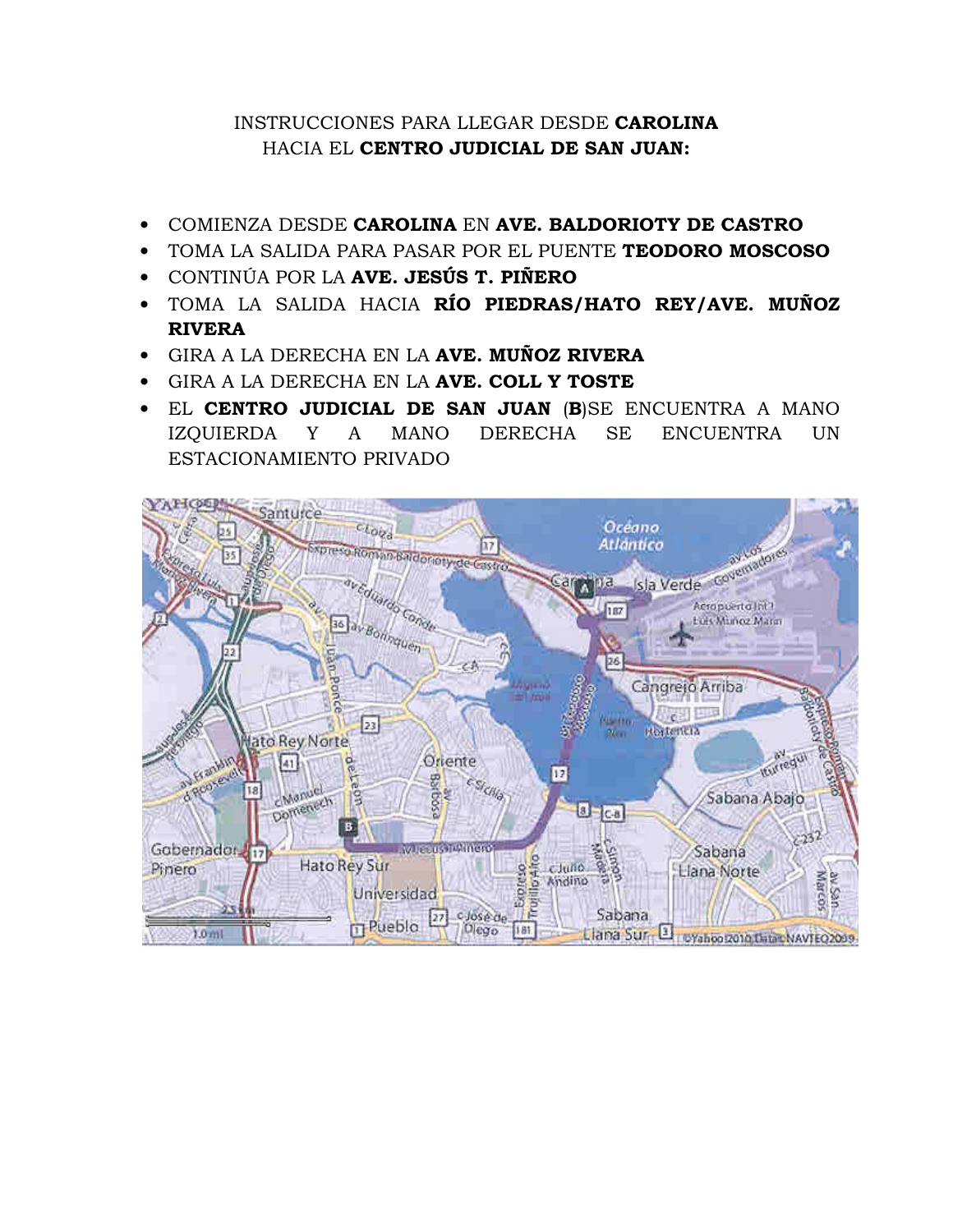INSTRUCCIONES PARA LLEGAR DESDE **CAROLINA**
HACIA EL **CENTRO JUDICIAL DE SAN JUAN:**

- COMIENZA DESDE **CAROLINA** EN **AVE. BALDORIOTY DE CASTRO**
- TOMA LA SALIDA PARA PASAR POR EL PUENTE **TEODORO MOSCOSO**
- CONTINÚA POR LA **AVE. JESÚS T. PIÑERO**
- TOMA LA SALIDA HACIA **RÍO PIEDRAS/HATO REY/AVE. MUÑOZ RIVERA**
- GIRA A LA DERECHA EN LA **AVE. MUÑOZ RIVERA**
- GIRA A LA DERECHA EN LA **AVE. COLL Y TOSTE**
- EL **CENTRO JUDICIAL DE SAN JUAN** (**B**)SE ENCUENTRA A MANO IZQUIERDA Y A MANO DERECHA SE ENCUENTRA UN ESTACIONAMIENTO PRIVADO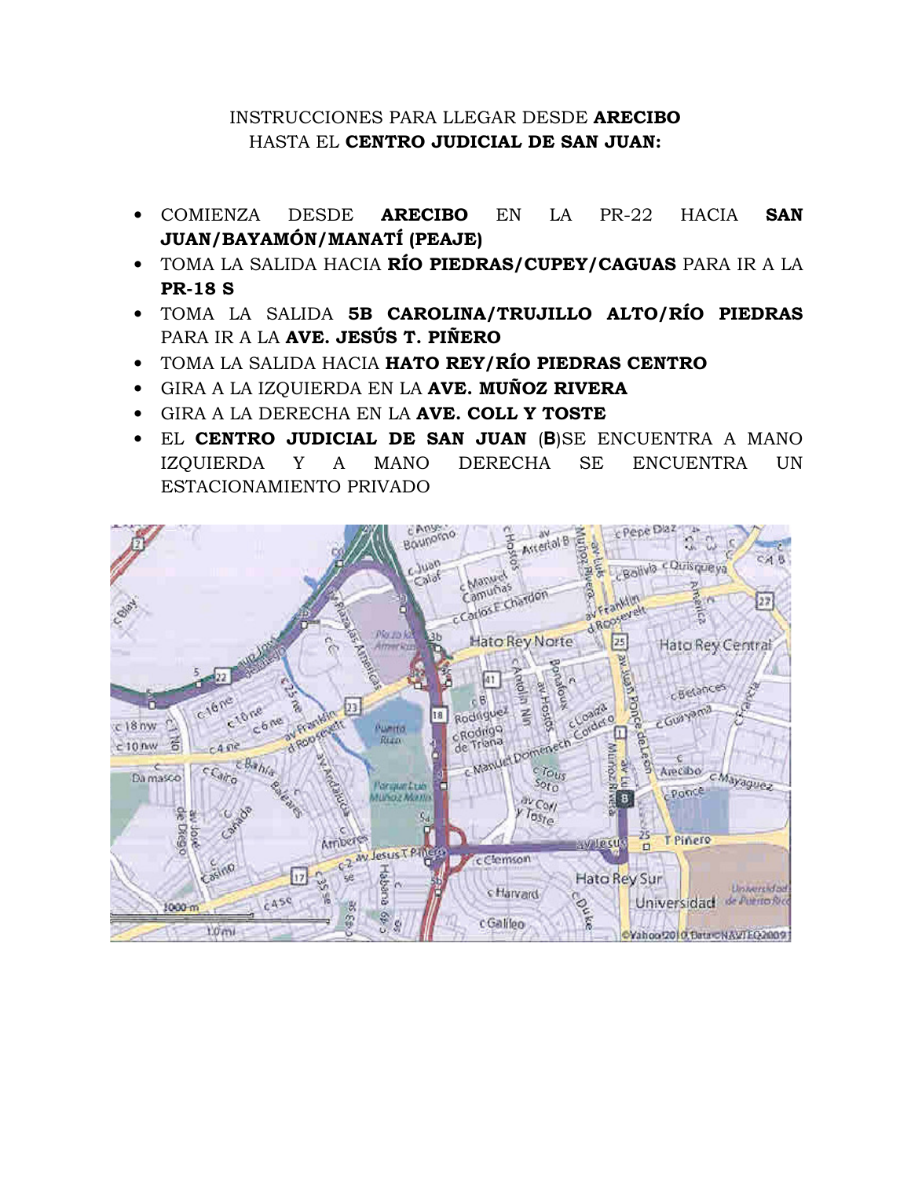INSTRUCCIONES PARA LLEGAR DESDE **ARECIBO**
HASTA EL **CENTRO JUDICIAL DE SAN JUAN:**

- COMIENZA DESDE **ARECIBO** EN LA PR-22 HACIA **SAN JUAN/BAYAMÓN/MANATÍ (PEAJE)**
- TOMA LA SALIDA HACIA **RÍO PIEDRAS/CUPEY/CAGUAS** PARA IR A LA **PR-18 S**
- TOMA LA SALIDA **5B CAROLINA/TRUJILLO ALTO/RÍO PIEDRAS** PARA IR A LA **AVE. JESÚS T. PIÑERO**
- TOMA LA SALIDA HACIA **HATO REY/RÍO PIEDRAS CENTRO**
- GIRA A LA IZQUIERDA EN LA **AVE. MUÑOZ RIVERA**
- GIRA A LA DERECHA EN LA **AVE. COLL Y TOSTE**
- EL **CENTRO JUDICIAL DE SAN JUAN** (**B**)SE ENCUENTRA A MANO IZQUIERDA Y A MANO DERECHA SE ENCUENTRA UN ESTACIONAMIENTO PRIVADO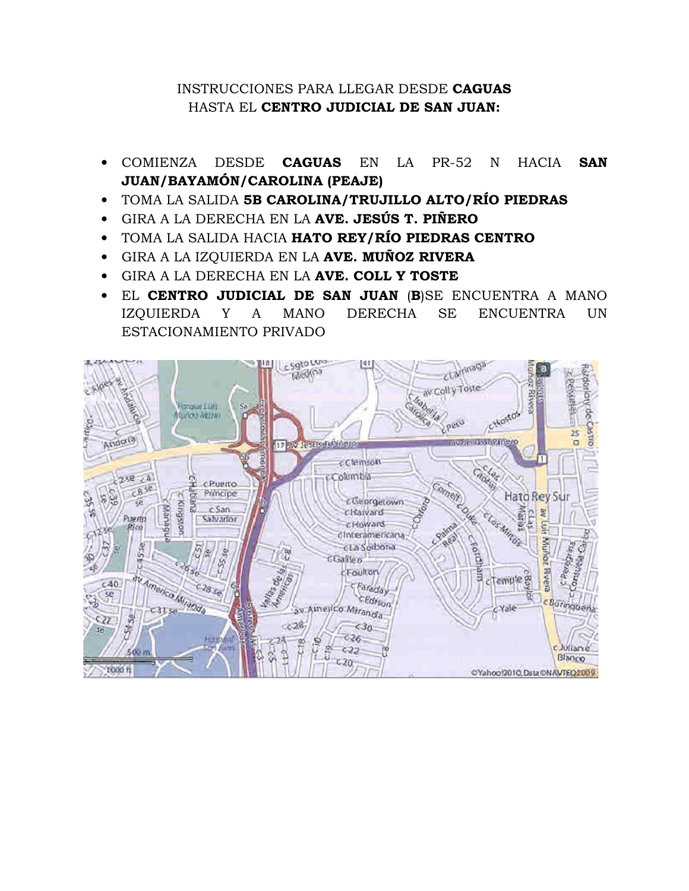INSTRUCCIONES PARA LLEGAR DESDE **CAGUAS** HASTA EL **CENTRO JUDICIAL DE SAN JUAN:**

- COMIENZA DESDE **CAGUAS** EN LA PR-52 N HACIA **SAN JUAN/BAYAMÓN/CAROLINA (PEAJE)**
- TOMA LA SALIDA **5B CAROLINA/TRUJILLO ALTO/RÍO PIEDRAS**
- GIRA A LA DERECHA EN LA **AVE. JESÚS T. PIÑERO**
- TOMA LA SALIDA HACIA **HATO REY/RÍO PIEDRAS CENTRO**
- GIRA A LA IZQUIERDA EN LA **AVE. MUÑOZ RIVERA**
- GIRA A LA DERECHA EN LA **AVE. COLL Y TOSTE**
- EL **CENTRO JUDICIAL DE SAN JUAN** (**B**)SE ENCUENTRA A MANO IZQUIERDA Y A MANO DERECHA SE ENCUENTRA UN ESTACIONAMIENTO PRIVADO